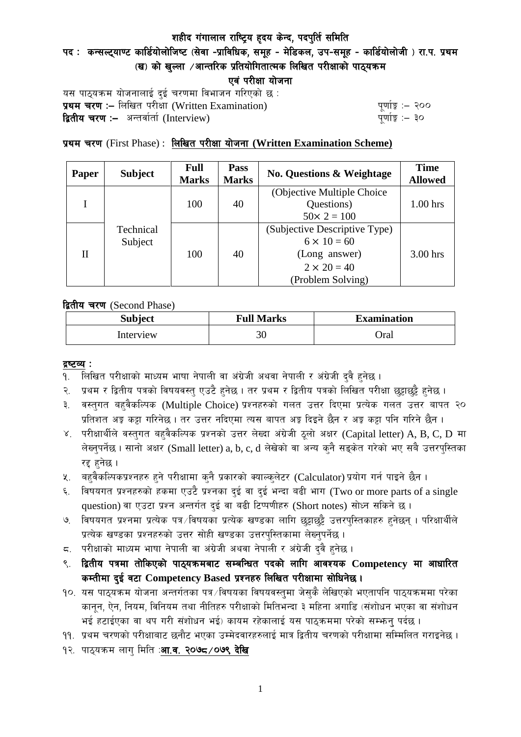# शहीद गंगालाल राष्ट्रिय हृदय केन्द, पदपुर्ति समिति

## पद : कन्सल्ट्याण्ट कार्डियोलोजिष्ट (सेवा -प्राविधिक, समूह - मेडिकल, उप-समूह - कार्डियोलोजी ) रा.प. प्रथम (ख) को खुल्ला /आन्तरिक प्रतियोगितात्मक लिखित परीक्षाको पाठ्यक्रम

## एवं परीक्षा योजना

यस पाठ्यक्रम योजनालाई दुई चरणमा विभाजन गरिएको छ :

**प्रथम चरण :–** लिखित परीक्षा (Written Examination) पूर्णाङ्क :– २००

**द्वितीय चरण :–** अन्तर्वार्ता (Interview) पूर्णाङ्क :– ३०

**प्रथम चरण** (First Phase) : **लिखित परीक्षा योजना (Written Examination Scheme)**

| Paper | Subject | Full Marks | Pass Marks | No. Questions & Weightage | Time Allowed |
|---|---|---|---|---|---|
| I | Technical Subject | 100 | 40 | (Objective Multiple Choice Questions) $50\times 2 = 100$ | 1.00 hrs |
| II | | 100 | 40 | (Subjective Descriptive Type) $6 \times 10 = 60$ (Long answer) $2 \times 20 = 40$ (Problem Solving) | 3.00 hrs |

**द्वितीय चरण** (Second Phase)

| Subject | Full Marks | Examination |
|---|---|---|
| Interview | 30 | Oral |

**द्रष्टव्य :**

१. लिखित परीक्षाको माध्यम भाषा नेपाली वा अंग्रेजी अथवा नेपाली र अंग्रेजी दुवै हुनेछ ।

२. प्रथम र द्वितीय पत्रको विषयवस्तु एउटै हुनेछ । तर प्रथम र द्वितीय पत्रको लिखित परीक्षा छुट्टाछुट्टै हुनेछ ।

३. वस्तुगत बहुवैकल्पिक (Multiple Choice) प्रश्नहरुको गलत उत्तर दिएमा प्रत्येक गलत उत्तर बापत २० प्रतिशत अङ्क कट्टा गरिनेछ । तर उत्तर नदिएमा त्यस बापत अङ्क दिइने छैन र अङ्क कट्टा पनि गरिने छैन ।

४. परीक्षार्थीले वस्तुगत बहुवैकल्पिक प्रश्नको उत्तर लेख्दा अंग्रेजी ठूलो अक्षर (Capital letter) A, B, C, D मा लेख्नुपर्नेछ । सानो अक्षर (Small letter) a, b, c, d लेखेको वा अन्य कुनै सङ्केत गरेको भए सबै उत्तरपुस्तिका रद्द हुनेछ ।

५. बहुवैकल्पिकप्रश्नहरु हुने परीक्षामा कुनै प्रकारको क्याल्कुलेटर (Calculator) प्रयोग गर्न पाइने छैन ।

६. विषयगत प्रश्नहरुको हकमा एउटै प्रश्नका दुई वा दुई भन्दा बढी भाग (Two or more parts of a single question) वा एउटा प्रश्न अन्तर्गत दुई वा बढी टिप्पणीहरु (Short notes) सोध्न सकिने छ ।

७. विषयगत प्रश्नमा प्रत्येक पत्र/विषयका प्रत्येक खण्डका लागि छुट्टाछुट्टै उत्तरपुस्तिकाहरु हुनेछन् । परिक्षार्थीले प्रत्येक खण्डका प्रश्नहरुको उत्तर सोही खण्डका उत्तरपुस्तिकामा लेख्नुपर्नेछ ।

८. परीक्षाको माध्यम भाषा नेपाली वा अंग्रेजी अथवा नेपाली र अंग्रेजी दुवै हुनेछ ।

९. **द्वितीय पत्रमा तोकिएको पाठ्यक्रमबाट सम्बन्धित पदको लागि आवश्यक Competency मा आधारित कम्तीमा दुई वटा Competency Based प्रश्नहरु लिखित परीक्षामा सोधिनेछ ।**

१०. यस पाठ्यक्रम योजना अन्तर्गतका पत्र/विषयका विषयवस्तुमा जेसुकै लेखिएको भएतापनि पाठ्यक्रममा परेका कानून, ऐन, नियम, विनियम तथा नीतिहरु परीक्षाको मितिभन्दा ३ महिना अगाडि (संशोधन भएका वा संशोधन भई हटाईएका वा थप गरी संशोधन भई) कायम रहेकालाई यस पाठ्क्रममा परेको सम्झनु पर्दछ ।

११. प्रथम चरणको परीक्षाबाट छनौट भएका उम्मेदवारहरुलाई मात्र द्वितीय चरणको परीक्षामा सम्मिलित गराइनेछ ।

१२. पाठ्यक्रम लागु मिति :**आ.व. २०७८/०७९ देखि**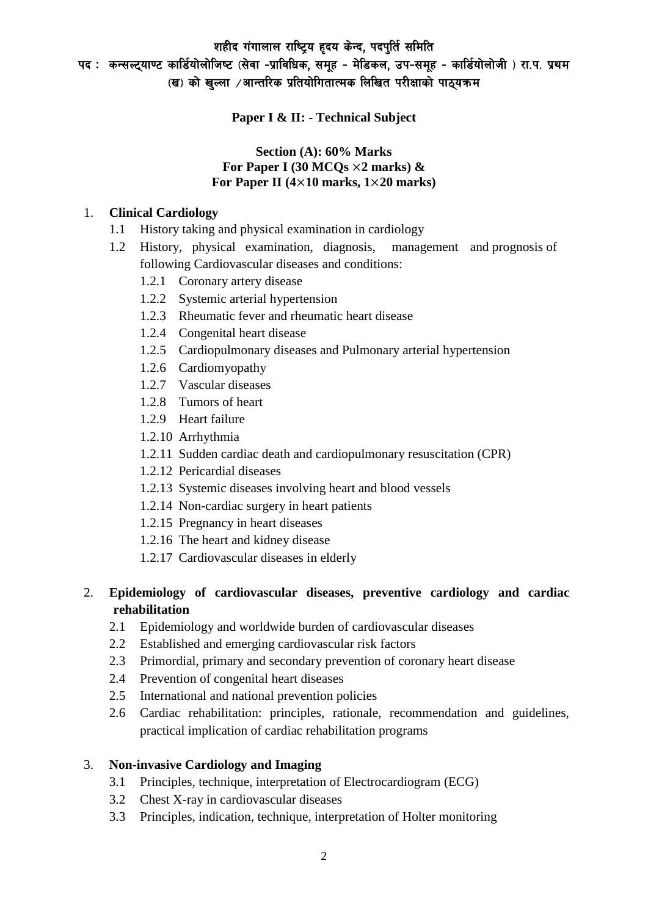शहीद गंगालाल राष्ट्रिय हृदय केन्द, पदपुर्ति समिति
पद : कन्सल्ट्याण्ट कार्डियोलोजिष्ट (सेवा -प्राविधिक, समूह - मेडिकल, उप-समूह - कार्डियोलोजी ) रा.प. प्रथम (ख) को खुल्ला /आन्तरिक प्रतियोगितात्मक लिखित परीक्षाको पाठ्यक्रम

**Paper I & II: - Technical Subject**

**Section (A): 60% Marks**
**For Paper I (30 MCQs ×2 marks) &**
**For Paper II (4×10 marks, 1×20 marks)**

1. **Clinical Cardiology**
   - 1.1 History taking and physical examination in cardiology
   - 1.2 History, physical examination, diagnosis, management and prognosis of following Cardiovascular diseases and conditions:
     - 1.2.1 Coronary artery disease
     - 1.2.2 Systemic arterial hypertension
     - 1.2.3 Rheumatic fever and rheumatic heart disease
     - 1.2.4 Congenital heart disease
     - 1.2.5 Cardiopulmonary diseases and Pulmonary arterial hypertension
     - 1.2.6 Cardiomyopathy
     - 1.2.7 Vascular diseases
     - 1.2.8 Tumors of heart
     - 1.2.9 Heart failure
     - 1.2.10 Arrhythmia
     - 1.2.11 Sudden cardiac death and cardiopulmonary resuscitation (CPR)
     - 1.2.12 Pericardial diseases
     - 1.2.13 Systemic diseases involving heart and blood vessels
     - 1.2.14 Non-cardiac surgery in heart patients
     - 1.2.15 Pregnancy in heart diseases
     - 1.2.16 The heart and kidney disease
     - 1.2.17 Cardiovascular diseases in elderly

2. **Epidemiology of cardiovascular diseases, preventive cardiology and cardiac rehabilitation**
   - 2.1 Epidemiology and worldwide burden of cardiovascular diseases
   - 2.2 Established and emerging cardiovascular risk factors
   - 2.3 Primordial, primary and secondary prevention of coronary heart disease
   - 2.4 Prevention of congenital heart diseases
   - 2.5 International and national prevention policies
   - 2.6 Cardiac rehabilitation: principles, rationale, recommendation and guidelines, practical implication of cardiac rehabilitation programs

3. **Non-invasive Cardiology and Imaging**
   - 3.1 Principles, technique, interpretation of Electrocardiogram (ECG)
   - 3.2 Chest X-ray in cardiovascular diseases
   - 3.3 Principles, indication, technique, interpretation of Holter monitoring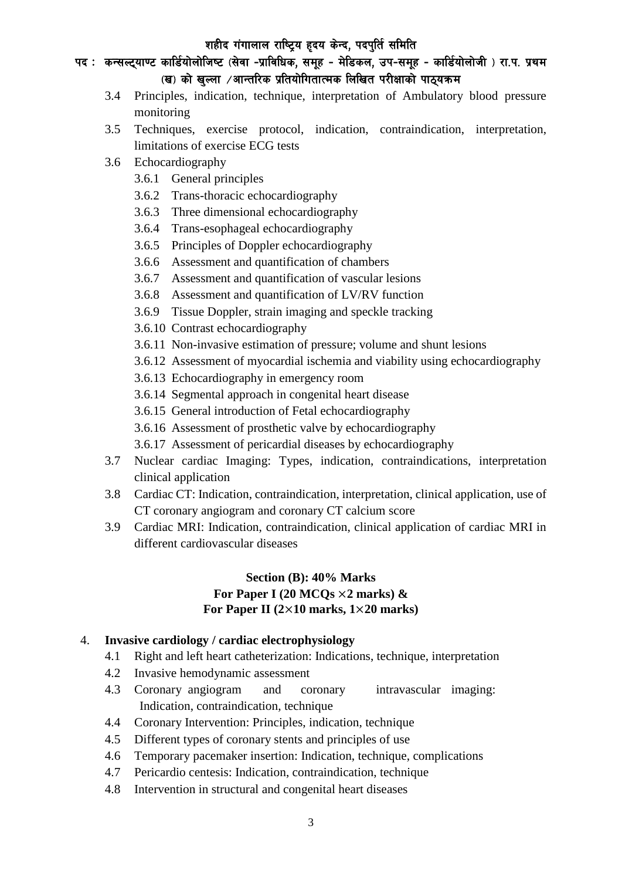3.4 Principles, indication, technique, interpretation of Ambulatory blood pressure monitoring

3.5 Techniques, exercise protocol, indication, contraindication, interpretation, limitations of exercise ECG tests

3.6 Echocardiography

- 3.6.1 General principles
- 3.6.2 Trans-thoracic echocardiography
- 3.6.3 Three dimensional echocardiography
- 3.6.4 Trans-esophageal echocardiography
- 3.6.5 Principles of Doppler echocardiography
- 3.6.6 Assessment and quantification of chambers
- 3.6.7 Assessment and quantification of vascular lesions
- 3.6.8 Assessment and quantification of LV/RV function
- 3.6.9 Tissue Doppler, strain imaging and speckle tracking
- 3.6.10 Contrast echocardiography
- 3.6.11 Non-invasive estimation of pressure; volume and shunt lesions
- 3.6.12 Assessment of myocardial ischemia and viability using echocardiography
- 3.6.13 Echocardiography in emergency room
- 3.6.14 Segmental approach in congenital heart disease
- 3.6.15 General introduction of Fetal echocardiography
- 3.6.16 Assessment of prosthetic valve by echocardiography
- 3.6.17 Assessment of pericardial diseases by echocardiography

3.7 Nuclear cardiac Imaging: Types, indication, contraindications, interpretation clinical application

3.8 Cardiac CT: Indication, contraindication, interpretation, clinical application, use of CT coronary angiogram and coronary CT calcium score

3.9 Cardiac MRI: Indication, contraindication, clinical application of cardiac MRI in different cardiovascular diseases

**Section (B): 40% Marks**
**For Paper I (20 MCQs ×2 marks) &**
**For Paper II (2×10 marks, 1×20 marks)**

## 4. Invasive cardiology / cardiac electrophysiology

4.1 Right and left heart catheterization: Indications, technique, interpretation

4.2 Invasive hemodynamic assessment

4.3 Coronary angiogram and coronary intravascular imaging: Indication, contraindication, technique

4.4 Coronary Intervention: Principles, indication, technique

4.5 Different types of coronary stents and principles of use

4.6 Temporary pacemaker insertion: Indication, technique, complications

4.7 Pericardio centesis: Indication, contraindication, technique

4.8 Intervention in structural and congenital heart diseases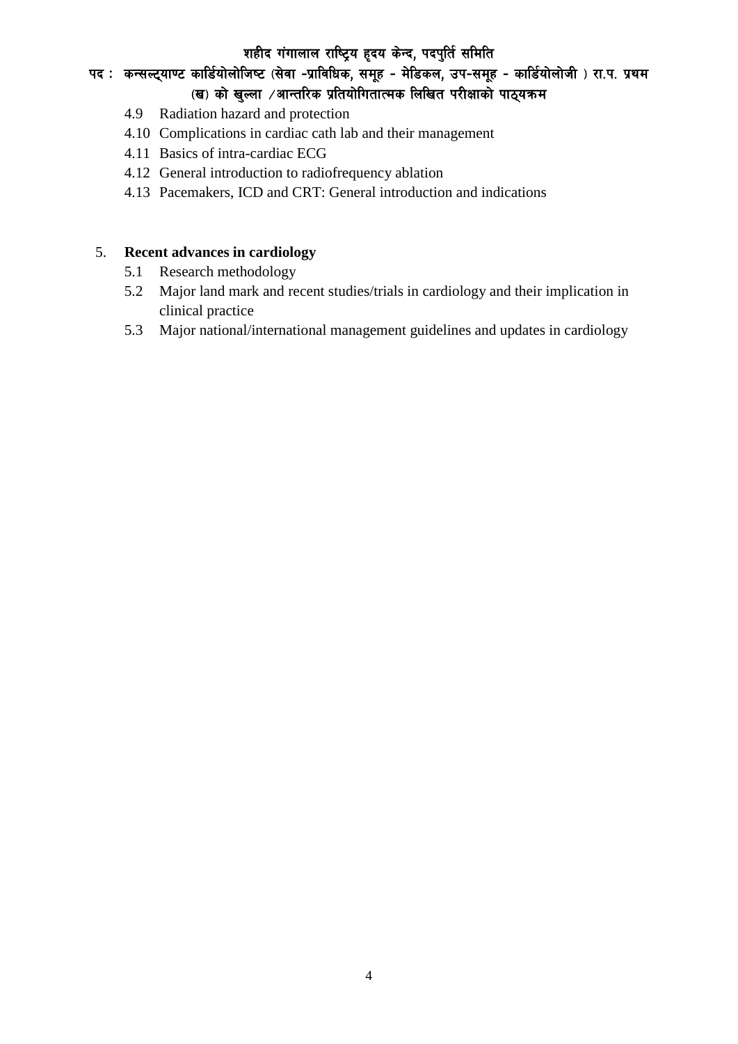- 4.9 Radiation hazard and protection
- 4.10 Complications in cardiac cath lab and their management
- 4.11 Basics of intra-cardiac ECG
- 4.12 General introduction to radiofrequency ablation
- 4.13 Pacemakers, ICD and CRT: General introduction and indications

5. **Recent advances in cardiology**
   - 5.1 Research methodology
   - 5.2 Major land mark and recent studies/trials in cardiology and their implication in clinical practice
   - 5.3 Major national/international management guidelines and updates in cardiology